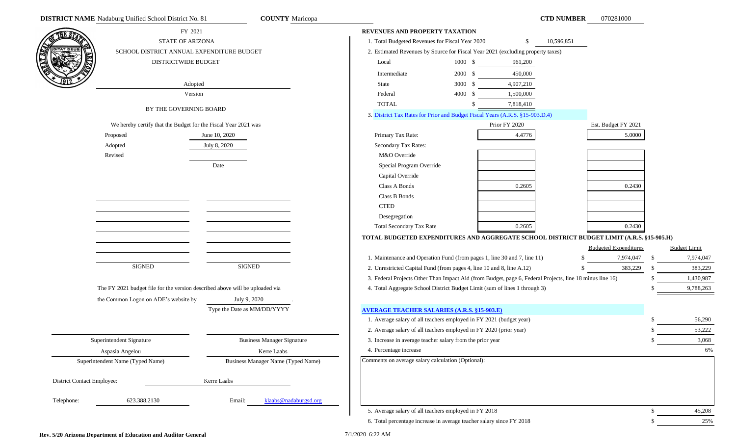**DISTRICT NAME** Nadaburg Unified School District No. 81 **COUNTY** Maricopa **CTD NUMBER** 070281000

FY 2021

STATE OF ARIZONA

SCHOOL DISTRICT ANNUAL EXPENDITURE BUDGET

DISTRICTWIDE BUDGET

Adopted

Version

BY THE GOVERNING BOARD

We hereby certify that the Budget for the Fiscal Year 2021 was

| | |
|---|---|
| Proposed | June 10, 2020 |
| Adopted | July 8, 2020 |
| Revised | |
| | Date |

SIGNED SIGNED

The FY 2021 budget file for the version described above will be uploaded via the Common Logon on ADE's website by July 9, 2020 .

Type the Date as MM/DD/YYYY

| | |
|---|---|
| Superintendent Signature | Business Manager Signature |
| Aspasia Angelou | Kerre Laabs |
| Superintendent Name (Typed Name) | Business Manager Name (Typed Name) |

District Contact Employee: Kerre Laabs

Telephone: 623.388.2130 Email: klaabs@nadaburgsd.org

**REVENUES AND PROPERTY TAXATION**

1. Total Budgeted Revenues for Fiscal Year 2020 $ 10,596,851
2. Estimated Revenues by Source for Fiscal Year 2021 (excluding property taxes)

| Source | Code | Amount |
|---|---|---|
| Local | 1000 | $ 961,200 |
| Intermediate | 2000 | $ 450,000 |
| State | 3000 | $ 4,907,210 |
| Federal | 4000 | $ 1,500,000 |
| TOTAL | | $ 7,818,410 |

3. District Tax Rates for Prior and Budget Fiscal Years (A.R.S. §15-903.D.4)

| | Prior FY 2020 | Est. Budget FY 2021 |
|---|---|---|
| Primary Tax Rate: | 4.4776 | 5.0000 |
| Secondary Tax Rates: | | |
| M&O Override | | |
| Special Program Override | | |
| Capital Override | | |
| Class A Bonds | 0.2605 | 0.2430 |
| Class B Bonds | | |
| CTED | | |
| Desegregation | | |
| Total Secondary Tax Rate | 0.2605 | 0.2430 |

**TOTAL BUDGETED EXPENDITURES AND AGGREGATE SCHOOL DISTRICT BUDGET LIMIT (A.R.S. §15-905.H)**

| | Budgeted Expenditures | Budget Limit |
|---|---|---|
| 1. Maintenance and Operation Fund (from pages 1, line 30 and 7, line 11) | $ 7,974,047 | $ 7,974,047 |
| 2. Unrestricted Capital Fund (from pages 4, line 10 and 8, line A.12) | $ 383,229 | $ 383,229 |
| 3. Federal Projects Other Than Impact Aid (from Budget, page 6, Federal Projects, line 18 minus line 16) | | $ 1,430,987 |
| 4. Total Aggregate School District Budget Limit (sum of lines 1 through 3) | | $ 9,788,263 |

**AVERAGE TEACHER SALARIES (A.R.S. §15-903.E)**

| | |
|---|---|
| 1. Average salary of all teachers employed in FY 2021 (budget year) | $ 56,290 |
| 2. Average salary of all teachers employed in FY 2020 (prior year) | $ 53,222 |
| 3. Increase in average teacher salary from the prior year | $ 3,068 |
| 4. Percentage increase | 6% |

Comments on average salary calculation (Optional):

| | |
|---|---|
| 5. Average salary of all teachers employed in FY 2018 | $ 45,208 |
| 6. Total percentage increase in average teacher salary since FY 2018 | $ 25% |

Rev. 5/20 Arizona Department of Education and Auditor General

7/1/2020 6:22 AM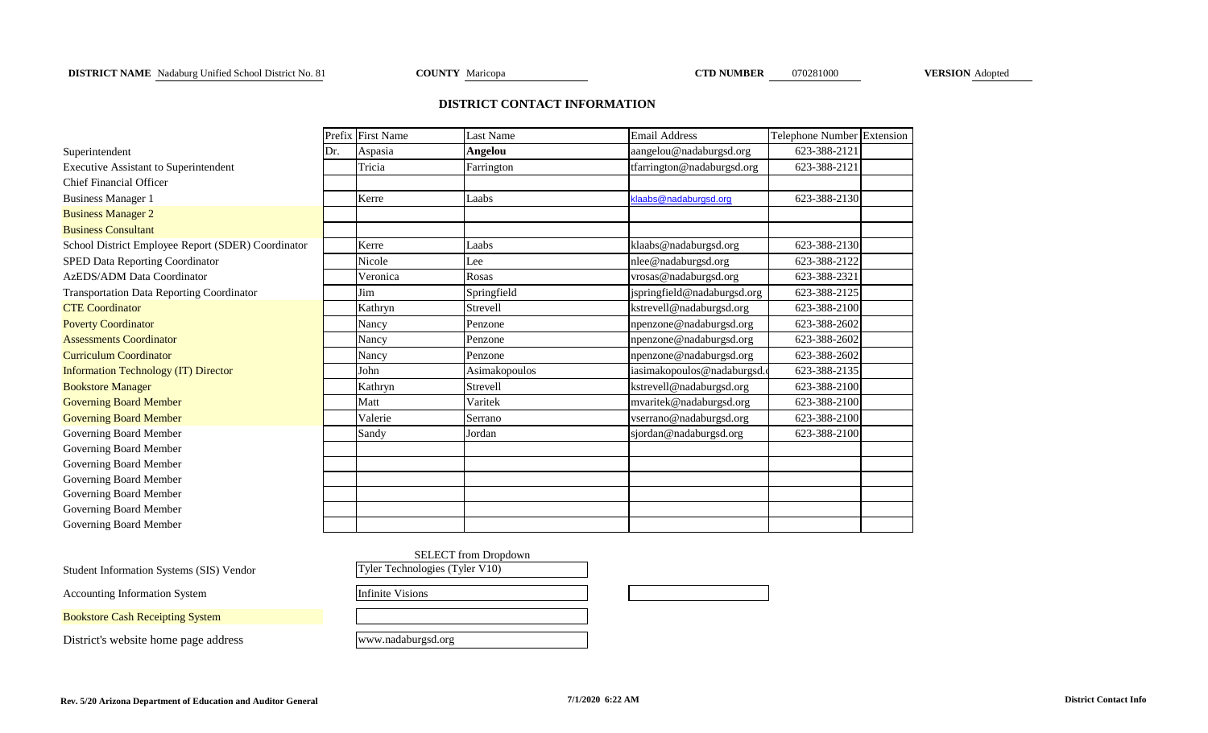**DISTRICT NAME** Nadaburg Unified School District No. 81 **COUNTY** Maricopa **CTD NUMBER** 070281000 **VERSION** Adopted

## DISTRICT CONTACT INFORMATION

| | Prefix | First Name | Last Name | Email Address | Telephone Number | Extension |
|---|---|---|---|---|---|---|
| Superintendent | Dr. | Aspasia | **Angelou** | aangelou@nadaburgsd.org | 623-388-2121 | |
| Executive Assistant to Superintendent | | Tricia | Farrington | tfarrington@nadaburgsd.org | 623-388-2121 | |
| Chief Financial Officer | | | | | | |
| Business Manager 1 | | Kerre | Laabs | klaabs@nadaburgsd.org | 623-388-2130 | |
| Business Manager 2 | | | | | | |
| Business Consultant | | | | | | |
| School District Employee Report (SDER) Coordinator | | Kerre | Laabs | klaabs@nadaburgsd.org | 623-388-2130 | |
| SPED Data Reporting Coordinator | | Nicole | Lee | nlee@nadaburgsd.org | 623-388-2122 | |
| AzEDS/ADM Data Coordinator | | Veronica | Rosas | vrosas@nadaburgsd.org | 623-388-2321 | |
| Transportation Data Reporting Coordinator | | Jim | Springfield | jspringfield@nadaburgsd.org | 623-388-2125 | |
| CTE Coordinator | | Kathryn | Strevell | kstrevell@nadaburgsd.org | 623-388-2100 | |
| Poverty Coordinator | | Nancy | Penzone | npenzone@nadaburgsd.org | 623-388-2602 | |
| Assessments Coordinator | | Nancy | Penzone | npenzone@nadaburgsd.org | 623-388-2602 | |
| Curriculum Coordinator | | Nancy | Penzone | npenzone@nadaburgsd.org | 623-388-2602 | |
| Information Technology (IT) Director | | John | Asimakopoulos | iasimakopoulos@nadaburgsd. | 623-388-2135 | |
| Bookstore Manager | | Kathryn | Strevell | kstrevell@nadaburgsd.org | 623-388-2100 | |
| Governing Board Member | | Matt | Varitek | mvaritek@nadaburgsd.org | 623-388-2100 | |
| Governing Board Member | | Valerie | Serrano | vserrano@nadaburgsd.org | 623-388-2100 | |
| Governing Board Member | | Sandy | Jordan | sjordan@nadaburgsd.org | 623-388-2100 | |
| Governing Board Member | | | | | | |
| Governing Board Member | | | | | | |
| Governing Board Member | | | | | | |
| Governing Board Member | | | | | | |
| Governing Board Member | | | | | | |
| Governing Board Member | | | | | | |

| | SELECT from Dropdown |
|---|---|
| Student Information Systems (SIS) Vendor | Tyler Technologies (Tyler V10) |
| Accounting Information System | Infinite Visions |
| Bookstore Cash Receipting System | |
| District's website home page address | www.nadaburgsd.org |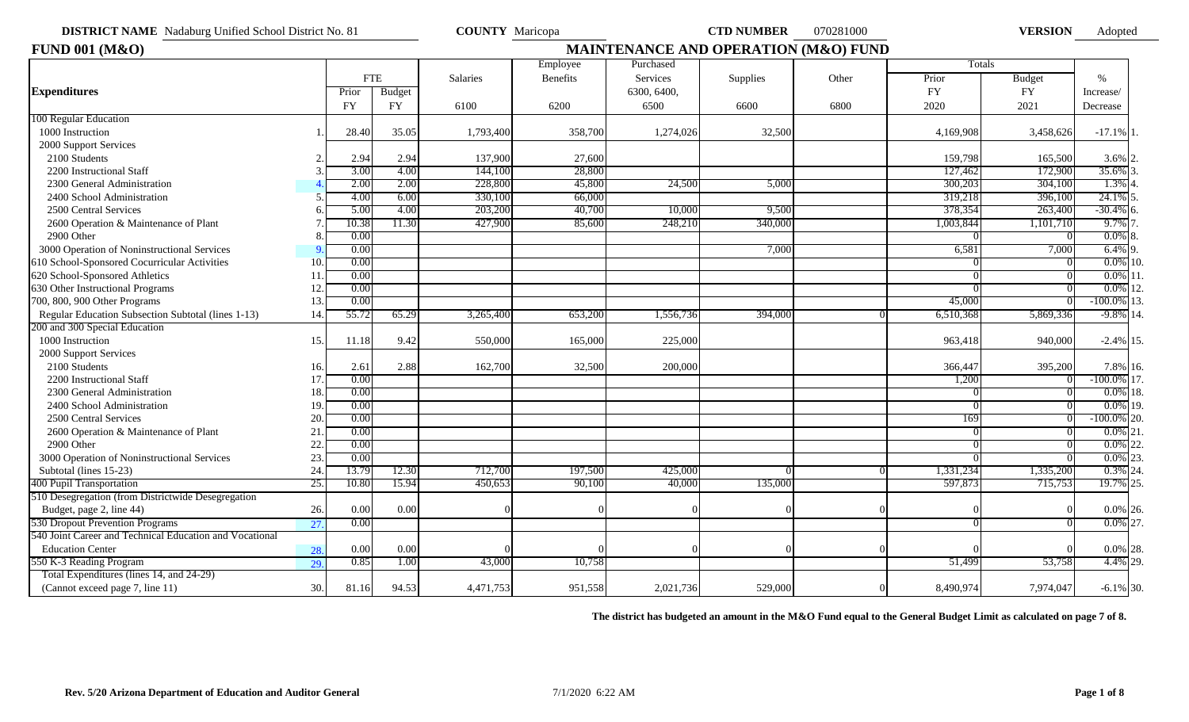**DISTRICT NAME** Nadaburg Unified School District No. 81 **COUNTY** Maricopa **CTD NUMBER** 070281000 **VERSION** Adopted

## FUND 001 (M&O) — MAINTENANCE AND OPERATION (M&O) FUND

| Expenditures | | FTE Prior FY | FTE Budget FY | Salaries 6100 | Employee Benefits 6200 | Purchased Services 6300, 6400, 6500 | Supplies 6600 | Other 6800 | Totals Prior FY 2020 | Totals Budget FY 2021 | % Increase/ Decrease | |
|---|---|---|---|---|---|---|---|---|---|---|---|---|
| **100 Regular Education** | | | | | | | | | | | | |
| 1000 Instruction | 1. | 28.40 | 35.05 | 1,793,400 | 358,700 | 1,274,026 | 32,500 | | 4,169,908 | 3,458,626 | -17.1% | 1. |
| 2000 Support Services | | | | | | | | | | | | |
| 2100 Students | 2. | 2.94 | 2.94 | 137,900 | 27,600 | | | | 159,798 | 165,500 | 3.6% | 2. |
| 2200 Instructional Staff | 3. | 3.00 | 4.00 | 144,100 | 28,800 | | | | 127,462 | 172,900 | 35.6% | 3. |
| 2300 General Administration | 4. | 2.00 | 2.00 | 228,800 | 45,800 | 24,500 | 5,000 | | 300,203 | 304,100 | 1.3% | 4. |
| 2400 School Administration | 5. | 4.00 | 6.00 | 330,100 | 66,000 | | | | 319,218 | 396,100 | 24.1% | 5. |
| 2500 Central Services | 6. | 5.00 | 4.00 | 203,200 | 40,700 | 10,000 | 9,500 | | 378,354 | 263,400 | -30.4% | 6. |
| 2600 Operation & Maintenance of Plant | 7. | 10.38 | 11.30 | 427,900 | 85,600 | 248,210 | 340,000 | | 1,003,844 | 1,101,710 | 9.7% | 7. |
| 2900 Other | 8. | 0.00 | | | | | | | 0 | 0 | 0.0% | 8. |
| 3000 Operation of Noninstructional Services | 9. | 0.00 | | | | | 7,000 | | 6,581 | 7,000 | 6.4% | 9. |
| 610 School-Sponsored Cocurricular Activities | 10. | 0.00 | | | | | | | 0 | 0 | 0.0% | 10. |
| 620 School-Sponsored Athletics | 11. | 0.00 | | | | | | | 0 | 0 | 0.0% | 11. |
| 630 Other Instructional Programs | 12. | 0.00 | | | | | | | 0 | 0 | 0.0% | 12. |
| 700, 800, 900 Other Programs | 13. | 0.00 | | | | | | | 45,000 | 0 | -100.0% | 13. |
| Regular Education Subsection Subtotal (lines 1-13) | 14. | 55.72 | 65.29 | 3,265,400 | 653,200 | 1,556,736 | 394,000 | 0 | 6,510,368 | 5,869,336 | -9.8% | 14. |
| **200 and 300 Special Education** | | | | | | | | | | | | |
| 1000 Instruction | 15. | 11.18 | 9.42 | 550,000 | 165,000 | 225,000 | | | 963,418 | 940,000 | -2.4% | 15. |
| 2000 Support Services | | | | | | | | | | | | |
| 2100 Students | 16. | 2.61 | 2.88 | 162,700 | 32,500 | 200,000 | | | 366,447 | 395,200 | 7.8% | 16. |
| 2200 Instructional Staff | 17. | 0.00 | | | | | | | 1,200 | 0 | -100.0% | 17. |
| 2300 General Administration | 18. | 0.00 | | | | | | | 0 | 0 | 0.0% | 18. |
| 2400 School Administration | 19. | 0.00 | | | | | | | 0 | 0 | 0.0% | 19. |
| 2500 Central Services | 20. | 0.00 | | | | | | | 169 | 0 | -100.0% | 20. |
| 2600 Operation & Maintenance of Plant | 21. | 0.00 | | | | | | | 0 | 0 | 0.0% | 21. |
| 2900 Other | 22. | 0.00 | | | | | | | 0 | 0 | 0.0% | 22. |
| 3000 Operation of Noninstructional Services | 23. | 0.00 | | | | | | | 0 | 0 | 0.0% | 23. |
| Subtotal (lines 15-23) | 24. | 13.79 | 12.30 | 712,700 | 197,500 | 425,000 | 0 | 0 | 1,331,234 | 1,335,200 | 0.3% | 24. |
| 400 Pupil Transportation | 25. | 10.80 | 15.94 | 450,653 | 90,100 | 40,000 | 135,000 | | 597,873 | 715,753 | 19.7% | 25. |
| 510 Desegregation (from Districtwide Desegregation Budget, page 2, line 44) | 26. | 0.00 | 0.00 | 0 | 0 | 0 | 0 | 0 | 0 | 0 | 0.0% | 26. |
| 530 Dropout Prevention Programs | 27. | 0.00 | | | | | | | 0 | 0 | 0.0% | 27. |
| 540 Joint Career and Technical Education and Vocational Education Center | 28. | 0.00 | 0.00 | 0 | 0 | 0 | 0 | 0 | 0 | 0 | 0.0% | 28. |
| 550 K-3 Reading Program | 29. | 0.85 | 1.00 | 43,000 | 10,758 | | | | 51,499 | 53,758 | 4.4% | 29. |
| Total Expenditures (lines 14, and 24-29) (Cannot exceed page 7, line 11) | 30. | 81.16 | 94.53 | 4,471,753 | 951,558 | 2,021,736 | 529,000 | 0 | 8,490,974 | 7,974,047 | -6.1% | 30. |

**The district has budgeted an amount in the M&O Fund equal to the General Budget Limit as calculated on page 7 of 8.**

**Rev. 5/20 Arizona Department of Education and Auditor General** 7/1/2020 6:22 AM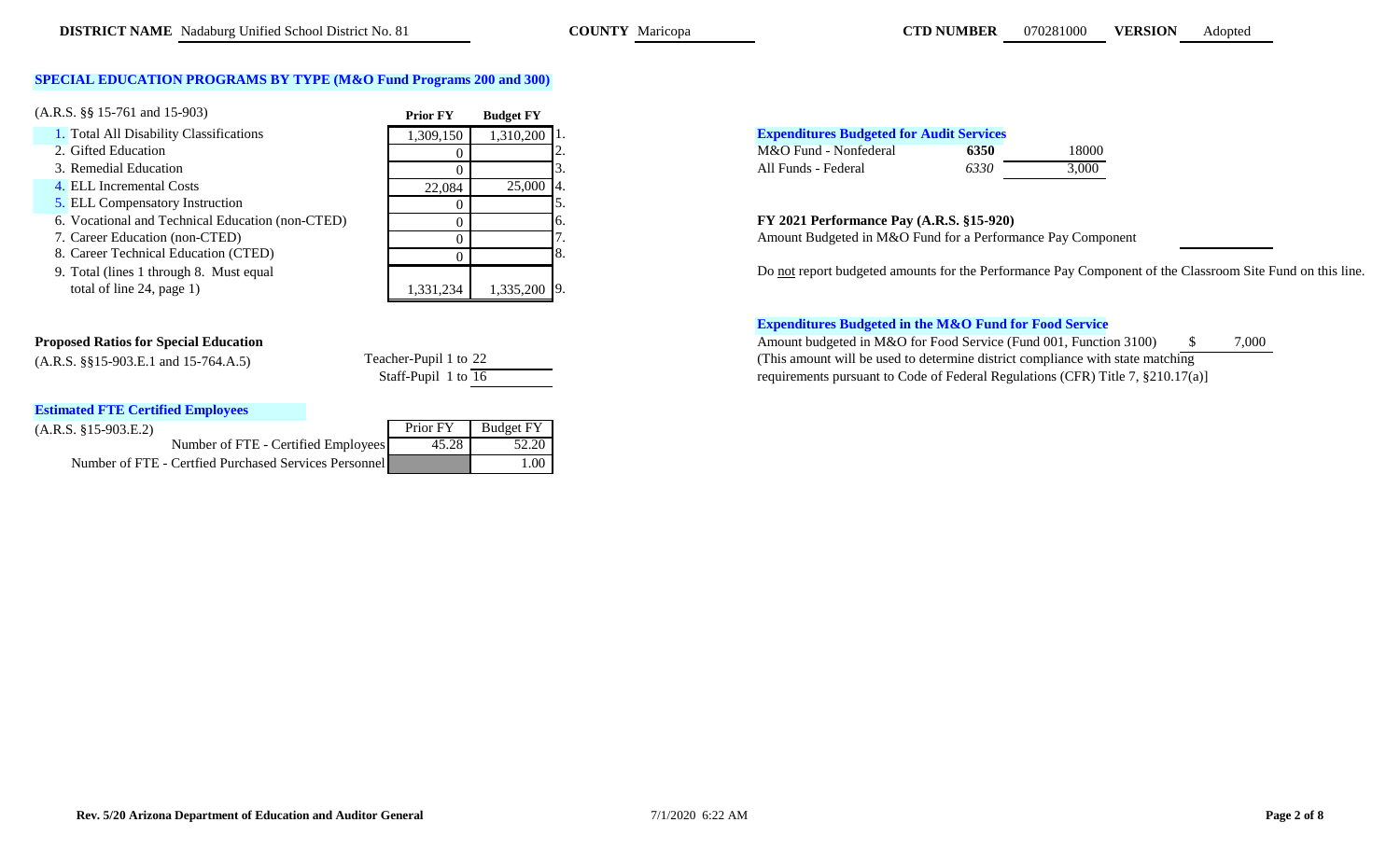**DISTRICT NAME** Nadaburg Unified School District No. 81 **COUNTY** Maricopa **CTD NUMBER** 070281000 **VERSION** Adopted

### SPECIAL EDUCATION PROGRAMS BY TYPE (M&O Fund Programs 200 and 300)

(A.R.S. §§ 15-761 and 15-903)

| | Prior FY | Budget FY | |
|---|---|---|---|
| 1. Total All Disability Classifications | 1,309,150 | 1,310,200 | 1. |
| 2. Gifted Education | 0 | | 2. |
| 3. Remedial Education | 0 | | 3. |
| 4. ELL Incremental Costs | 22,084 | 25,000 | 4. |
| 5. ELL Compensatory Instruction | 0 | | 5. |
| 6. Vocational and Technical Education (non-CTED) | 0 | | 6. |
| 7. Career Education (non-CTED) | 0 | | 7. |
| 8. Career Technical Education (CTED) | 0 | | 8. |
| 9. Total (lines 1 through 8. Must equal total of line 24, page 1) | 1,331,234 | 1,335,200 | 9. |

**Proposed Ratios for Special Education**
(A.R.S. §§15-903.E.1 and 15-764.A.5)

Teacher-Pupil 1 to 22
Staff-Pupil 1 to 16

**Estimated FTE Certified Employees**
(A.R.S. §15-903.E.2)

| | Prior FY | Budget FY |
|---|---|---|
| Number of FTE - Certified Employees | 45.28 | 52.20 |
| Number of FTE - Certfied Purchased Services Personnel | | 1.00 |

**Expenditures Budgeted for Audit Services**

| | | |
|---|---|---|
| M&O Fund - Nonfederal | **6350** | 18000 |
| All Funds - Federal | *6330* | 3,000 |

**FY 2021 Performance Pay (A.R.S. §15-920)**
Amount Budgeted in M&O Fund for a Performance Pay Component

Do not report budgeted amounts for the Performance Pay Component of the Classroom Site Fund on this line.

**Expenditures Budgeted in the M&O Fund for Food Service**
Amount budgeted in M&O for Food Service (Fund 001, Function 3100) $ 7,000
(This amount will be used to determine district compliance with state matching requirements pursuant to Code of Federal Regulations (CFR) Title 7, §210.17(a)]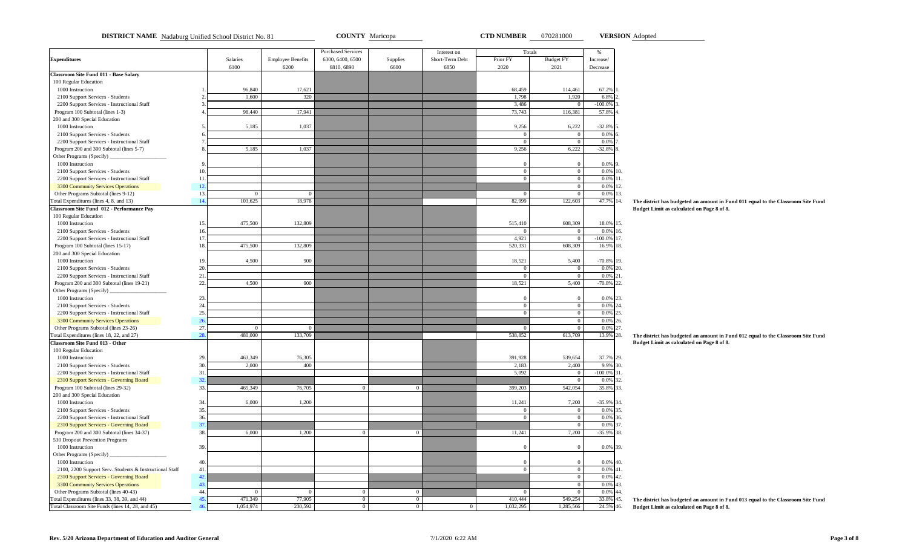**DISTRICT NAME** Nadaburg Unified School District No. 81 **COUNTY** Maricopa **CTD NUMBER** 070281000 **VERSION** Adopted

| Expenditures | | Salaries 6100 | Employee Benefits 6200 | Purchased Services 6300, 6400, 6500 6810, 6890 | Supplies 6600 | Interest on Short-Term Debt 6850 | Totals Prior FY 2020 | Totals Budget FY 2021 | % Increase/ Decrease | |
|---|---|---|---|---|---|---|---|---|---|---|
| **Classroom Site Fund 011 - Base Salary** | | | | | | | | | | |
| 100 Regular Education | | | | | | | | | | |
| 1000 Instruction | 1. | 96,840 | 17,621 | | | | 68,459 | 114,461 | 67.2% | 1. |
| 2100 Support Services - Students | 2. | 1,600 | 320 | | | | 1,798 | 1,920 | 6.8% | 2. |
| 2200 Support Services - Instructional Staff | 3. | | | | | | 3,486 | 0 | -100.0% | 3. |
| Program 100 Subtotal (lines 1-3) | 4. | 98,440 | 17,941 | | | | 73,743 | 116,381 | 57.8% | 4. |
| 200 and 300 Special Education | | | | | | | | | | |
| 1000 Instruction | 5. | 5,185 | 1,037 | | | | 9,256 | 6,222 | -32.8% | 5. |
| 2100 Support Services - Students | 6. | | | | | | 0 | 0 | 0.0% | 6. |
| 2200 Support Services - Instructional Staff | 7. | | | | | | 0 | 0 | 0.0% | 7. |
| Program 200 and 300 Subtotal (lines 5-7) | 8. | 5,185 | 1,037 | | | | 9,256 | 6,222 | -32.8% | 8. |
| Other Programs (Specify) ____________ | | | | | | | | | | |
| 1000 Instruction | 9. | | | | | | 0 | 0 | 0.0% | 9. |
| 2100 Support Services - Students | 10. | | | | | | 0 | 0 | 0.0% | 10. |
| 2200 Support Services - Instructional Staff | 11. | | | | | | 0 | 0 | 0.0% | 11. |
| 3300 Community Services Operations | 12. | | | | | | | 0 | 0.0% | 12. |
| Other Programs Subtotal (lines 9-12) | 13. | 0 | 0 | | | | 0 | 0 | 0.0% | 13. |
| Total Expenditures (lines 4, 8, and 13) | 14. | 103,625 | 18,978 | | | | 82,999 | 122,603 | 47.7% | 14. |
| **Classroom Site Fund 012 - Performance Pay** | | | | | | | | | | |
| 100 Regular Education | | | | | | | | | | |
| 1000 Instruction | 15. | 475,500 | 132,809 | | | | 515,410 | 608,309 | 18.0% | 15. |
| 2100 Support Services - Students | 16. | | | | | | 0 | 0 | 0.0% | 16. |
| 2200 Support Services - Instructional Staff | 17. | | | | | | 4,921 | 0 | -100.0% | 17. |
| Program 100 Subtotal (lines 15-17) | 18. | 475,500 | 132,809 | | | | 520,331 | 608,309 | 16.9% | 18. |
| 200 and 300 Special Education | | | | | | | | | | |
| 1000 Instruction | 19. | 4,500 | 900 | | | | 18,521 | 5,400 | -70.8% | 19. |
| 2100 Support Services - Students | 20. | | | | | | 0 | 0 | 0.0% | 20. |
| 2200 Support Services - Instructional Staff | 21. | | | | | | 0 | 0 | 0.0% | 21. |
| Program 200 and 300 Subtotal (lines 19-21) | 22. | 4,500 | 900 | | | | 18,521 | 5,400 | -70.8% | 22. |
| Other Programs (Specify) ____________ | | | | | | | | | | |
| 1000 Instruction | 23. | | | | | | 0 | 0 | 0.0% | 23. |
| 2100 Support Services - Students | 24. | | | | | | 0 | 0 | 0.0% | 24. |
| 2200 Support Services - Instructional Staff | 25. | | | | | | 0 | 0 | 0.0% | 25. |
| 3300 Community Services Operations | 26. | | | | | | | 0 | 0.0% | 26. |
| Other Programs Subtotal (lines 23-26) | 27. | 0 | 0 | | | | 0 | 0 | 0.0% | 27. |
| Total Expenditures (lines 18, 22, and 27) | 28. | 480,000 | 133,709 | | | | 538,852 | 613,709 | 13.9% | 28. |
| **Classroom Site Fund 013 - Other** | | | | | | | | | | |
| 100 Regular Education | | | | | | | | | | |
| 1000 Instruction | 29. | 463,349 | 76,305 | | | | 391,928 | 539,654 | 37.7% | 29. |
| 2100 Support Services - Students | 30. | 2,000 | 400 | | | | 2,183 | 2,400 | 9.9% | 30. |
| 2200 Support Services - Instructional Staff | 31. | | | | | | 5,092 | 0 | -100.0% | 31. |
| 2310 Support Services - Governing Board | 32. | | | | | | | 0 | 0.0% | 32. |
| Program 100 Subtotal (lines 29-32) | 33. | 465,349 | 76,705 | 0 | 0 | | 399,203 | 542,054 | 35.8% | 33. |
| 200 and 300 Special Education | | | | | | | | | | |
| 1000 Instruction | 34. | 6,000 | 1,200 | | | | 11,241 | 7,200 | -35.9% | 34. |
| 2100 Support Services - Students | 35. | | | | | | 0 | 0 | 0.0% | 35. |
| 2200 Support Services - Instructional Staff | 36. | | | | | | 0 | 0 | 0.0% | 36. |
| 2310 Support Services - Governing Board | 37. | | | | | | | 0 | 0.0% | 37. |
| Program 200 and 300 Subtotal (lines 34-37) | 38. | 6,000 | 1,200 | 0 | 0 | | 11,241 | 7,200 | -35.9% | 38. |
| 530 Dropout Prevention Programs | | | | | | | | | | |
| 1000 Instruction | 39. | | | | | | 0 | 0 | 0.0% | 39. |
| Other Programs (Specify) ____________ | | | | | | | | | | |
| 1000 Instruction | 40. | | | | | | 0 | 0 | 0.0% | 40. |
| 2100, 2200 Support Serv. Students & Instructional Staff | 41. | | | | | | 0 | 0 | 0.0% | 41. |
| 2310 Support Services - Governing Board | 42. | | | | | | | 0 | 0.0% | 42. |
| 3300 Community Services Operations | 43. | | | | | | | 0 | 0.0% | 43. |
| Other Programs Subtotal (lines 40-43) | 44. | 0 | 0 | 0 | 0 | | 0 | 0 | 0.0% | 44. |
| Total Expenditures (lines 33, 38, 39, and 44) | 45. | 471,349 | 77,905 | 0 | 0 | | 410,444 | 549,254 | 33.8% | 45. |
| Total Classroom Site Funds (lines 14, 28, and 45) | 46. | 1,054,974 | 230,592 | 0 | 0 | 0 | 1,032,295 | 1,285,566 | 24.5% | 46. |

**The district has budgeted an amount in Fund 011 equal to the Classroom Site Fund Budget Limit as calculated on Page 8 of 8.**

**The district has budgeted an amount in Fund 012 equal to the Classroom Site Fund Budget Limit as calculated on Page 8 of 8.**

**The district has budgeted an amount in Fund 013 equal to the Classroom Site Fund Budget Limit as calculated on Page 8 of 8.**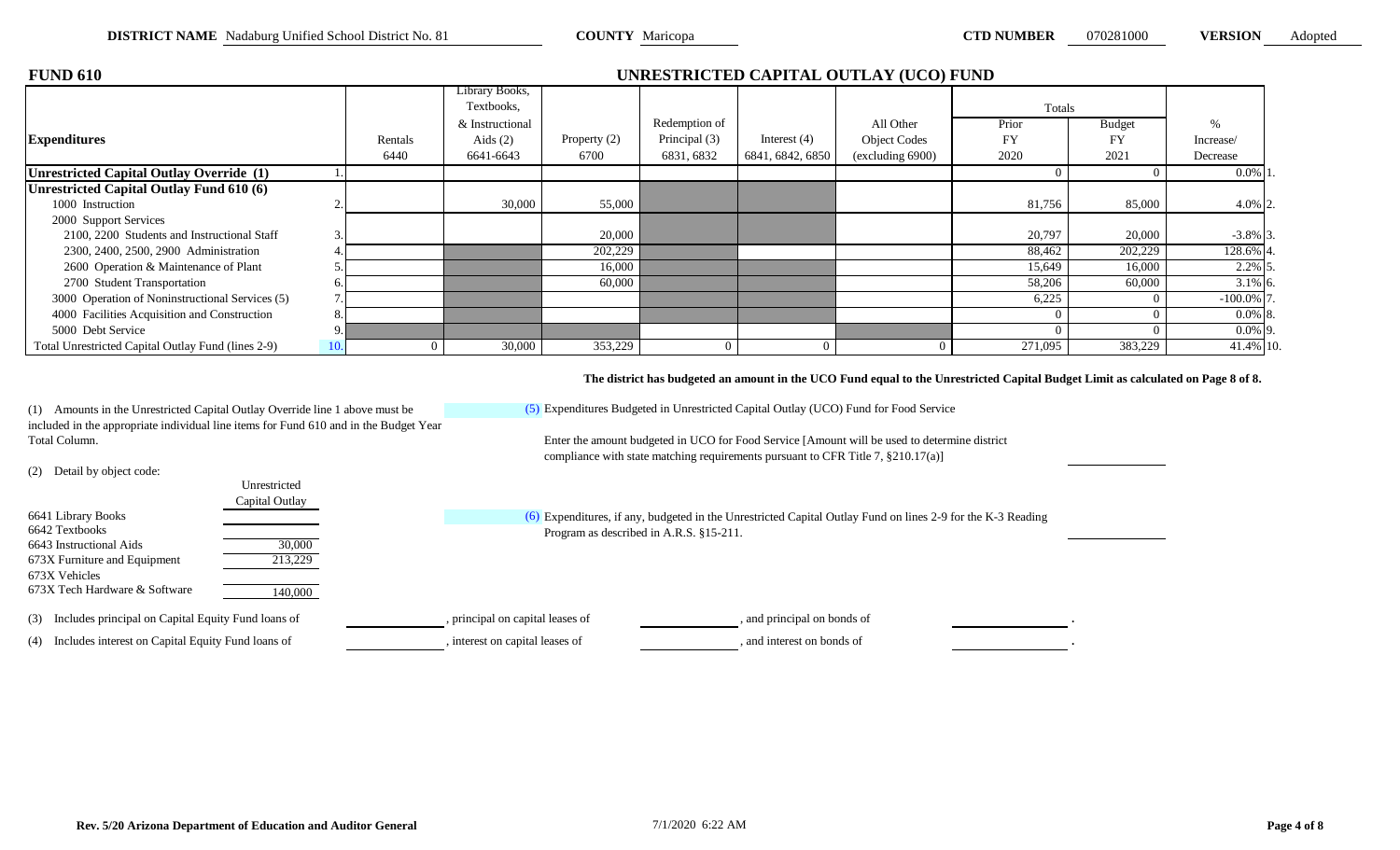**DISTRICT NAME** Nadaburg Unified School District No. 81 **COUNTY** Maricopa **CTD NUMBER** 070281000 **VERSION** Adopted

## FUND 610

## UNRESTRICTED CAPITAL OUTLAY (UCO) FUND

| Expenditures | | Rentals 6440 | Library Books, Textbooks, & Instructional Aids (2) 6641-6643 | Property (2) 6700 | Redemption of Principal (3) 6831, 6832 | Interest (4) 6841, 6842, 6850 | All Other Object Codes (excluding 6900) | Totals Prior FY 2020 | Budget FY 2021 | % Increase/ Decrease | |
|---|---|---|---|---|---|---|---|---|---|---|---|
| **Unrestricted Capital Outlay Override (1)** | 1. | | | | | | | 0 | 0 | 0.0% | 1. |
| **Unrestricted Capital Outlay Fund 610 (6)** | | | | | | | | | | | |
| 1000 Instruction | 2. | | 30,000 | 55,000 | | | | 81,756 | 85,000 | 4.0% | 2. |
| 2000 Support Services | | | | | | | | | | | |
| 2100, 2200 Students and Instructional Staff | 3. | | | 20,000 | | | | 20,797 | 20,000 | -3.8% | 3. |
| 2300, 2400, 2500, 2900 Administration | 4. | | | 202,229 | | | | 88,462 | 202,229 | 128.6% | 4. |
| 2600 Operation & Maintenance of Plant | 5. | | | 16,000 | | | | 15,649 | 16,000 | 2.2% | 5. |
| 2700 Student Transportation | 6. | | | 60,000 | | | | 58,206 | 60,000 | 3.1% | 6. |
| 3000 Operation of Noninstructional Services (5) | 7. | | | | | | | 6,225 | 0 | -100.0% | 7. |
| 4000 Facilities Acquisition and Construction | 8. | | | | | | | 0 | 0 | 0.0% | 8. |
| 5000 Debt Service | 9. | | | | | | | 0 | 0 | 0.0% | 9. |
| Total Unrestricted Capital Outlay Fund (lines 2-9) | 10. | 0 | 30,000 | 353,229 | 0 | 0 | 0 | 271,095 | 383,229 | 41.4% | 10. |

**The district has budgeted an amount in the UCO Fund equal to the Unrestricted Capital Budget Limit as calculated on Page 8 of 8.**

(1) Amounts in the Unrestricted Capital Outlay Override line 1 above must be included in the appropriate individual line items for Fund 610 and in the Budget Year Total Column.

(2) Detail by object code:

| | Unrestricted Capital Outlay |
|---|---|
| 6641 Library Books | |
| 6642 Textbooks | |
| 6643 Instructional Aids | 30,000 |
| 673X Furniture and Equipment | 213,229 |
| 673X Vehicles | |
| 673X Tech Hardware & Software | 140,000 |

(3) Includes principal on Capital Equity Fund loans of \_\_\_\_\_\_\_\_, principal on capital leases of \_\_\_\_\_\_\_\_, and principal on bonds of \_\_\_\_\_\_\_\_.

(4) Includes interest on Capital Equity Fund loans of \_\_\_\_\_\_\_\_, interest on capital leases of \_\_\_\_\_\_\_\_, and interest on bonds of \_\_\_\_\_\_\_\_.

(5) Expenditures Budgeted in Unrestricted Capital Outlay (UCO) Fund for Food Service

Enter the amount budgeted in UCO for Food Service [Amount will be used to determine district compliance with state matching requirements pursuant to CFR Title 7, §210.17(a)] \_\_\_\_\_\_\_\_

(6) Expenditures, if any, budgeted in the Unrestricted Capital Outlay Fund on lines 2-9 for the K-3 Reading Program as described in A.R.S. §15-211. \_\_\_\_\_\_\_\_

Rev. 5/20 Arizona Department of Education and Auditor General 7/1/2020 6:22 AM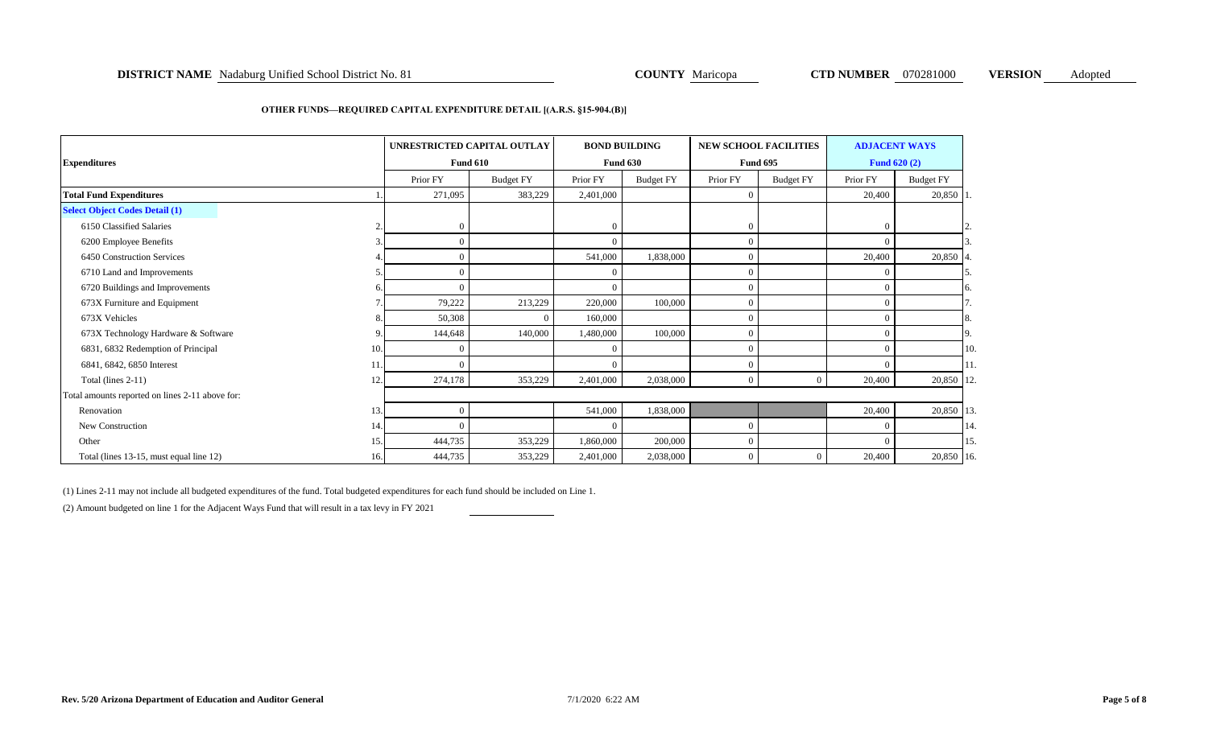**DISTRICT NAME** Nadaburg Unified School District No. 81 **COUNTY** Maricopa **CTD NUMBER** 070281000 **VERSION** Adopted

**OTHER FUNDS—REQUIRED CAPITAL EXPENDITURE DETAIL [(A.R.S. §15-904.(B)]**

| Expenditures | | UNRESTRICTED CAPITAL OUTLAY Fund 610 | | BOND BUILDING Fund 630 | | NEW SCHOOL FACILITIES Fund 695 | | ADJACENT WAYS Fund 620 (2) | | |
|---|---|---|---|---|---|---|---|---|---|---|
| | | Prior FY | Budget FY | Prior FY | Budget FY | Prior FY | Budget FY | Prior FY | Budget FY | |
| **Total Fund Expenditures** | 1. | 271,095 | 383,229 | 2,401,000 | | 0 | | 20,400 | 20,850 | 1. |
| **Select Object Codes Detail (1)** | | | | | | | | | | |
| 6150 Classified Salaries | 2. | 0 | | 0 | | 0 | | 0 | | 2. |
| 6200 Employee Benefits | 3. | 0 | | 0 | | 0 | | 0 | | 3. |
| 6450 Construction Services | 4. | 0 | | 541,000 | 1,838,000 | 0 | | 20,400 | 20,850 | 4. |
| 6710 Land and Improvements | 5. | 0 | | 0 | | 0 | | 0 | | 5. |
| 6720 Buildings and Improvements | 6. | 0 | | 0 | | 0 | | 0 | | 6. |
| 673X Furniture and Equipment | 7. | 79,222 | 213,229 | 220,000 | 100,000 | 0 | | 0 | | 7. |
| 673X Vehicles | 8. | 50,308 | 0 | 160,000 | | 0 | | 0 | | 8. |
| 673X Technology Hardware & Software | 9. | 144,648 | 140,000 | 1,480,000 | 100,000 | 0 | | 0 | | 9. |
| 6831, 6832 Redemption of Principal | 10. | 0 | | 0 | | 0 | | 0 | | 10. |
| 6841, 6842, 6850 Interest | 11. | 0 | | 0 | | 0 | | 0 | | 11. |
| Total (lines 2-11) | 12. | 274,178 | 353,229 | 2,401,000 | 2,038,000 | 0 | 0 | 20,400 | 20,850 | 12. |
| Total amounts reported on lines 2-11 above for: | | | | | | | | | | |
| Renovation | 13. | 0 | | 541,000 | 1,838,000 | | | 20,400 | 20,850 | 13. |
| New Construction | 14. | 0 | | 0 | | 0 | | 0 | | 14. |
| Other | 15. | 444,735 | 353,229 | 1,860,000 | 200,000 | 0 | | 0 | | 15. |
| Total (lines 13-15, must equal line 12) | 16. | 444,735 | 353,229 | 2,401,000 | 2,038,000 | 0 | 0 | 20,400 | 20,850 | 16. |

(1) Lines 2-11 may not include all budgeted expenditures of the fund. Total budgeted expenditures for each fund should be included on Line 1.

(2) Amount budgeted on line 1 for the Adjacent Ways Fund that will result in a tax levy in FY 2021 ________

Rev. 5/20 Arizona Department of Education and Auditor General 7/1/2020 6:22 AM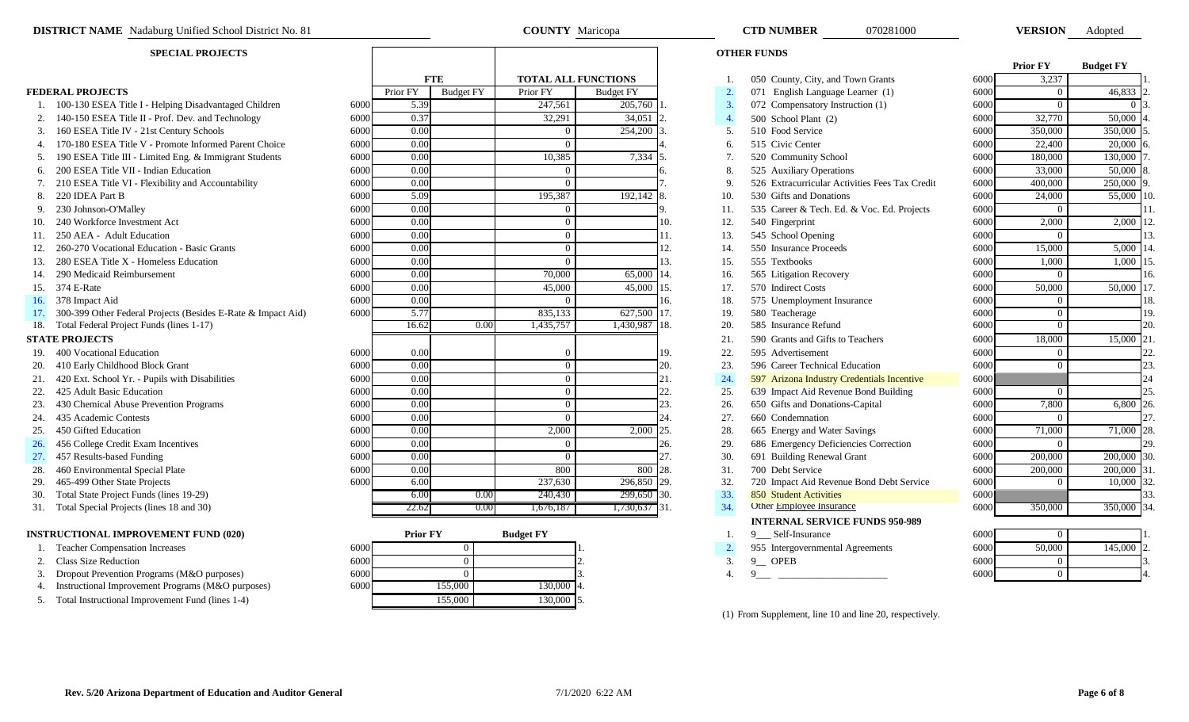**DISTRICT NAME** Nadaburg Unified School District No. 81 **COUNTY** Maricopa **CTD NUMBER** 070281000 **VERSION** Adopted

## SPECIAL PROJECTS

| | | | FTE | | TOTAL ALL FUNCTIONS | | |
|---|---|---|---|---|---|---|---|
| **FEDERAL PROJECTS** | | | Prior FY | Budget FY | Prior FY | Budget FY | |
| 1. | 100-130 ESEA Title I - Helping Disadvantaged Children | 6000 | 5.39 | | 247,561 | 205,760 | 1. |
| 2. | 140-150 ESEA Title II - Prof. Dev. and Technology | 6000 | 0.37 | | 32,291 | 34,051 | 2. |
| 3. | 160 ESEA Title IV - 21st Century Schools | 6000 | 0.00 | | 0 | 254,200 | 3. |
| 4. | 170-180 ESEA Title V - Promote Informed Parent Choice | 6000 | 0.00 | | 0 | | 4. |
| 5. | 190 ESEA Title III - Limited Eng. & Immigrant Students | 6000 | 0.00 | | 10,385 | 7,334 | 5. |
| 6. | 200 ESEA Title VII - Indian Education | 6000 | 0.00 | | 0 | | 6. |
| 7. | 210 ESEA Title VI - Flexibility and Accountability | 6000 | 0.00 | | 0 | | 7. |
| 8. | 220 IDEA Part B | 6000 | 5.09 | | 195,387 | 192,142 | 8. |
| 9. | 230 Johnson-O'Malley | 6000 | 0.00 | | 0 | | 9. |
| 10. | 240 Workforce Investment Act | 6000 | 0.00 | | 0 | | 10. |
| 11. | 250 AEA - Adult Education | 6000 | 0.00 | | 0 | | 11. |
| 12. | 260-270 Vocational Education - Basic Grants | 6000 | 0.00 | | 0 | | 12. |
| 13. | 280 ESEA Title X - Homeless Education | 6000 | 0.00 | | 0 | | 13. |
| 14. | 290 Medicaid Reimbursement | 6000 | 0.00 | | 70,000 | 65,000 | 14. |
| 15. | 374 E-Rate | 6000 | 0.00 | | 45,000 | 45,000 | 15. |
| 16. | 378 Impact Aid | 6000 | 0.00 | | 0 | | 16. |
| 17. | 300-399 Other Federal Projects (Besides E-Rate & Impact Aid) | 6000 | 5.77 | | 835,133 | 627,500 | 17. |
| 18. | Total Federal Project Funds (lines 1-17) | | 16.62 | 0.00 | 1,435,757 | 1,430,987 | 18. |
| **STATE PROJECTS** | | | | | | | |
| 19. | 400 Vocational Education | 6000 | 0.00 | | 0 | | 19. |
| 20. | 410 Early Childhood Block Grant | 6000 | 0.00 | | 0 | | 20. |
| 21. | 420 Ext. School Yr. - Pupils with Disabilities | 6000 | 0.00 | | 0 | | 21. |
| 22. | 425 Adult Basic Education | 6000 | 0.00 | | 0 | | 22. |
| 23. | 430 Chemical Abuse Prevention Programs | 6000 | 0.00 | | 0 | | 23. |
| 24. | 435 Academic Contests | 6000 | 0.00 | | 0 | | 24. |
| 25. | 450 Gifted Education | 6000 | 0.00 | | 2,000 | 2,000 | 25. |
| 26. | 456 College Credit Exam Incentives | 6000 | 0.00 | | 0 | | 26. |
| 27. | 457 Results-based Funding | 6000 | 0.00 | | 0 | | 27. |
| 28. | 460 Environmental Special Plate | 6000 | 0.00 | | 800 | 800 | 28. |
| 29. | 465-499 Other State Projects | 6000 | 6.00 | | 237,630 | 296,850 | 29. |
| 30. | Total State Project Funds (lines 19-29) | | 6.00 | 0.00 | 240,430 | 299,650 | 30. |
| 31. | Total Special Projects (lines 18 and 30) | | 22.62 | 0.00 | 1,676,187 | 1,730,637 | 31. |

## INSTRUCTIONAL IMPROVEMENT FUND (020)

| | | | Prior FY | Budget FY | |
|---|---|---|---|---|---|
| 1. | Teacher Compensation Increases | 6000 | 0 | | 1. |
| 2. | Class Size Reduction | 6000 | 0 | | 2. |
| 3. | Dropout Prevention Programs (M&O purposes) | 6000 | 0 | | 3. |
| 4. | Instructional Improvement Programs (M&O purposes) | 6000 | 155,000 | 130,000 | 4. |
| 5. | Total Instructional Improvement Fund (lines 1-4) | | 155,000 | 130,000 | 5. |

## OTHER FUNDS

| | | | Prior FY | Budget FY | |
|---|---|---|---|---|---|
| 1. | 050 County, City, and Town Grants | 6000 | 3,237 | | 1. |
| 2. | 071 English Language Learner (1) | 6000 | 0 | 46,833 | 2. |
| 3. | 072 Compensatory Instruction (1) | 6000 | 0 | 0 | 3. |
| 4. | 500 School Plant (2) | 6000 | 32,770 | 50,000 | 4. |
| 5. | 510 Food Service | 6000 | 350,000 | 350,000 | 5. |
| 6. | 515 Civic Center | 6000 | 22,400 | 20,000 | 6. |
| 7. | 520 Community School | 6000 | 180,000 | 130,000 | 7. |
| 8. | 525 Auxiliary Operations | 6000 | 33,000 | 50,000 | 8. |
| 9. | 526 Extracurricular Activities Fees Tax Credit | 6000 | 400,000 | 250,000 | 9. |
| 10. | 530 Gifts and Donations | 6000 | 24,000 | 55,000 | 10. |
| 11. | 535 Career & Tech. Ed. & Voc. Ed. Projects | 6000 | 0 | | 11. |
| 12. | 540 Fingerprint | 6000 | 2,000 | 2,000 | 12. |
| 13. | 545 School Opening | 6000 | 0 | | 13. |
| 14. | 550 Insurance Proceeds | 6000 | 15,000 | 5,000 | 14. |
| 15. | 555 Textbooks | 6000 | 1,000 | 1,000 | 15. |
| 16. | 565 Litigation Recovery | 6000 | 0 | | 16. |
| 17. | 570 Indirect Costs | 6000 | 50,000 | 50,000 | 17. |
| 18. | 575 Unemployment Insurance | 6000 | 0 | | 18. |
| 19. | 580 Teacherage | 6000 | 0 | | 19. |
| 20. | 585 Insurance Refund | 6000 | 0 | | 20. |
| 21. | 590 Grants and Gifts to Teachers | 6000 | 18,000 | 15,000 | 21. |
| 22. | 595 Advertisement | 6000 | 0 | | 22. |
| 23. | 596 Career Technical Education | 6000 | 0 | | 23. |
| 24. | 597 Arizona Industry Credentials Incentive | 6000 | | | 24 |
| 25. | 639 Impact Aid Revenue Bond Building | 6000 | 0 | | 25. |
| 26. | 650 Gifts and Donations-Capital | 6000 | 7,800 | 6,800 | 26. |
| 27. | 660 Condemnation | 6000 | 0 | | 27. |
| 28. | 665 Energy and Water Savings | 6000 | 71,000 | 71,000 | 28. |
| 29. | 686 Emergency Deficiencies Correction | 6000 | 0 | | 29. |
| 30. | 691 Building Renewal Grant | 6000 | 200,000 | 200,000 | 30. |
| 31. | 700 Debt Service | 6000 | 200,000 | 200,000 | 31. |
| 32. | 720 Impact Aid Revenue Bond Debt Service | 6000 | 0 | 10,000 | 32. |
| 33. | 850 Student Activities | 6000 | | | 33. |
| 34. | Other Employee Insurance | 6000 | 350,000 | 350,000 | 34. |
| | **INTERNAL SERVICE FUNDS 950-989** | | | | |
| 1. | 9__ Self-Insurance | 6000 | 0 | | 1. |
| 2. | 955 Intergovernmental Agreements | 6000 | 50,000 | 145,000 | 2. |
| 3. | 9__ OPEB | 6000 | 0 | | 3. |
| 4. | 9__ ____________________ | 6000 | 0 | | 4. |

(1) From Supplement, line 10 and line 20, respectively.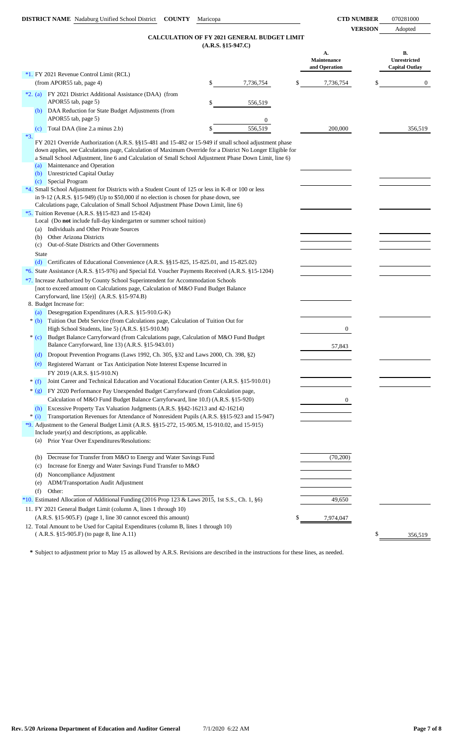**DISTRICT NAME** Nadaburg Unified School District **COUNTY** Maricopa **CTD NUMBER** 070281000

**VERSION** Adopted

## CALCULATION OF FY 2021 GENERAL BUDGET LIMIT
(A.R.S. §15-947.C)

| | | | A. Maintenance and Operation | B. Unrestricted Capital Outlay |
|---|---|---|---|---|
| *1. | FY 2021 Revenue Control Limit (RCL) (from APOR55 tab, page 4) | $ 7,736,754 | $ 7,736,754 | $ 0 |
| *2. (a) | FY 2021 District Additional Assistance (DAA) (from APOR55 tab, page 5) | $ 556,519 | | |
| (b) | DAA Reduction for State Budget Adjustments (from APOR55 tab, page 5) | 0 | | |
| (c) | Total DAA (line 2.a minus 2.b) | $ 556,519 | 200,000 | 356,519 |
| *3. | FY 2021 Override Authorization (A.R.S. §§15-481 and 15-482 or 15-949 if small school adjustment phase down applies, see Calculations page, Calculation of Maximum Override for a District No Longer Eligible for a Small School Adjustment, line 6 and Calculation of Small School Adjustment Phase Down Limit, line 6) | | | |
| (a) | Maintenance and Operation | | | |
| (b) | Unrestricted Capital Outlay | | | |
| (c) | Special Program | | | |
| *4. | Small School Adjustment for Districts with a Student Count of 125 or less in K-8 or 100 or less in 9-12 (A.R.S. §15-949) (Up to $50,000 if no election is chosen for phase down, see Calculations page, Calculation of Small School Adjustment Phase Down Limit, line 6) | | | |
| *5. | Tuition Revenue (A.R.S. §§15-823 and 15-824) Local (Do **not** include full-day kindergarten or summer school tuition) | | | |
| (a) | Individuals and Other Private Sources | | | |
| (b) | Other Arizona Districts | | | |
| (c) | Out-of-State Districts and Other Governments | | | |
| | State | | | |
| (d) | Certificates of Educational Convenience (A.R.S. §§15-825, 15-825.01, and 15-825.02) | | | |
| *6. | State Assistance (A.R.S. §15-976) and Special Ed. Voucher Payments Received (A.R.S. §15-1204) | | | |
| *7. | Increase Authorized by County School Superintendent for Accommodation Schools [not to exceed amount on Calculations page, Calculation of M&O Fund Budget Balance Carryforward, line 15(e)] (A.R.S. §15-974.B) | | | |
| 8. | Budget Increase for: | | | |
| (a) | Desegregation Expenditures (A.R.S. §15-910.G-K) | | | |
| * (b) | Tuition Out Debt Service (from Calculations page, Calculation of Tuition Out for High School Students, line 5) (A.R.S. §15-910.M) | | 0 | |
| * (c) | Budget Balance Carryforward (from Calculations page, Calculation of M&O Fund Budget Balance Carryforward, line 13) (A.R.S. §15-943.01) | | 57,843 | |
| (d) | Dropout Prevention Programs (Laws 1992, Ch. 305, §32 and Laws 2000, Ch. 398, §2) | | | |
| (e) | Registered Warrant or Tax Anticipation Note Interest Expense Incurred in FY 2019 (A.R.S. §15-910.N) | | | |
| * (f) | Joint Career and Technical Education and Vocational Education Center (A.R.S. §15-910.01) | | | |
| * (g) | FY 2020 Performance Pay Unexpended Budget Carryforward (from Calculation page, Calculation of M&O Fund Budget Balance Carryforward, line 10.f) (A.R.S. §15-920) | | 0 | |
| (h) | Excessive Property Tax Valuation Judgments (A.R.S. §§42-16213 and 42-16214) | | | |
| * (i) | Transportation Revenues for Attendance of Nonresident Pupils (A.R.S. §§15-923 and 15-947) | | | |
| *9. | Adjustment to the General Budget Limit (A.R.S. §§15-272, 15-905.M, 15-910.02, and 15-915) Include year(s) and descriptions, as applicable. | | | |
| (a) | Prior Year Over Expenditures/Resolutions: | | | |
| (b) | Decrease for Transfer from M&O to Energy and Water Savings Fund | | (70,200) | |
| (c) | Increase for Energy and Water Savings Fund Transfer to M&O | | | |
| (d) | Noncompliance Adjustment | | | |
| (e) | ADM/Transportation Audit Adjustment | | | |
| (f) | Other: | | | |
| *10. | Estimated Allocation of Additional Funding (2016 Prop 123 & Laws 2015, 1st S.S., Ch. 1, §6) | | 49,650 | |
| 11. | FY 2021 General Budget Limit (column A, lines 1 through 10) (A.R.S. §15-905.F) (page 1, line 30 cannot exceed this amount) | | $ 7,974,047 | |
| 12. | Total Amount to be Used for Capital Expenditures (column B, lines 1 through 10) (A.R.S. §15-905.F) (to page 8, line A.11) | | | $ 356,519 |

**\*** Subject to adjustment prior to May 15 as allowed by A.R.S. Revisions are described in the instructions for these lines, as needed.

Rev. 5/20 Arizona Department of Education and Auditor General 7/1/2020 6:22 AM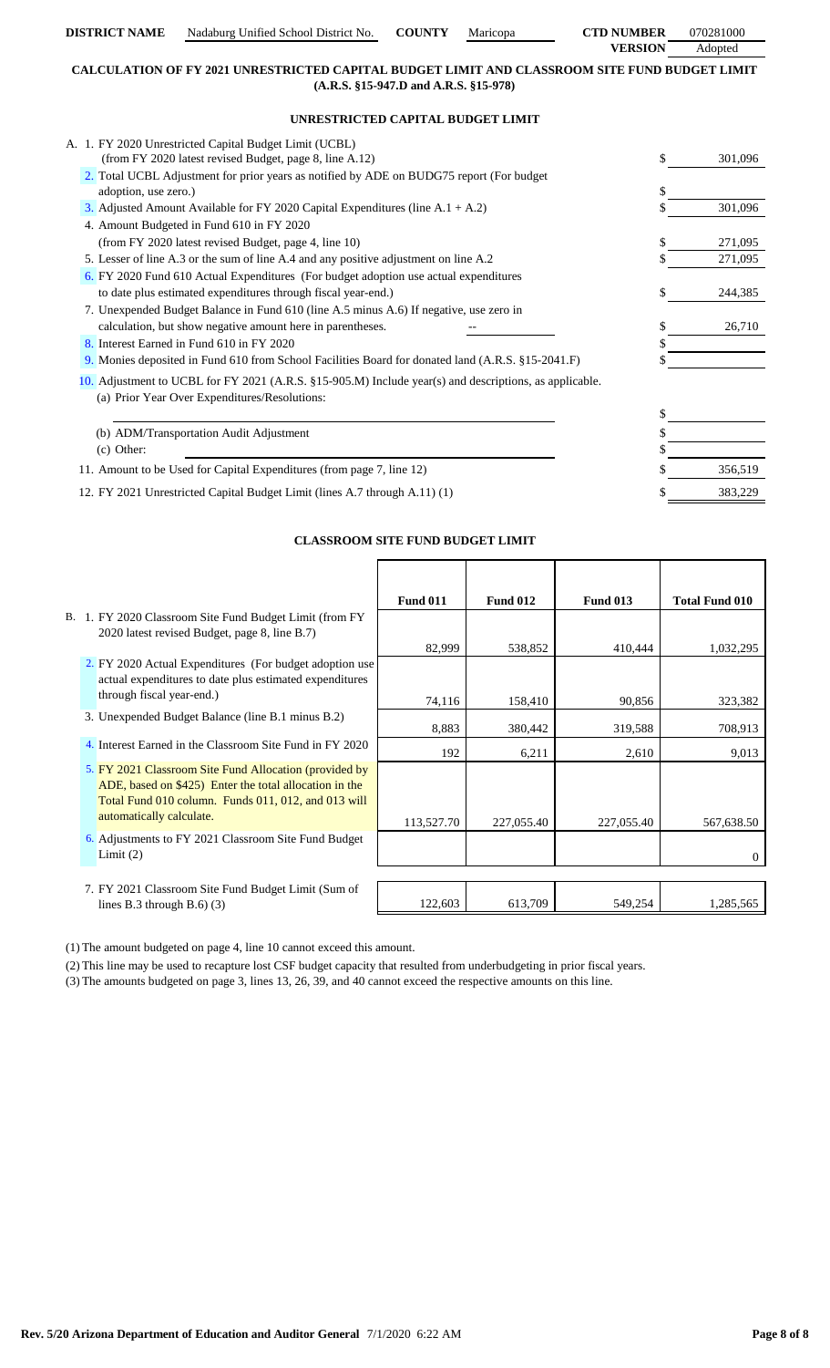| DISTRICT NAME | Nadaburg Unified School District No. | COUNTY | Maricopa | CTD NUMBER | 070281000 |
|---|---|---|---|---|---|
| | | | | VERSION | Adopted |

## CALCULATION OF FY 2021 UNRESTRICTED CAPITAL BUDGET LIMIT AND CLASSROOM SITE FUND BUDGET LIMIT (A.R.S. §15-947.D and A.R.S. §15-978)

### UNRESTRICTED CAPITAL BUDGET LIMIT

| | | |
|---|---|---|
| A. 1. FY 2020 Unrestricted Capital Budget Limit (UCBL) (from FY 2020 latest revised Budget, page 8, line A.12) | $ | 301,096 |
| 2. Total UCBL Adjustment for prior years as notified by ADE on BUDG75 report (For budget adoption, use zero.) | $ | |
| 3. Adjusted Amount Available for FY 2020 Capital Expenditures (line A.1 + A.2) | $ | 301,096 |
| 4. Amount Budgeted in Fund 610 in FY 2020 (from FY 2020 latest revised Budget, page 4, line 10) | $ | 271,095 |
| 5. Lesser of line A.3 or the sum of line A.4 and any positive adjustment on line A.2 | $ | 271,095 |
| 6. FY 2020 Fund 610 Actual Expenditures (For budget adoption use actual expenditures to date plus estimated expenditures through fiscal year-end.) | $ | 244,385 |
| 7. Unexpended Budget Balance in Fund 610 (line A.5 minus A.6) If negative, use zero in calculation, but show negative amount here in parentheses. -- | $ | 26,710 |
| 8. Interest Earned in Fund 610 in FY 2020 | $ | |
| 9. Monies deposited in Fund 610 from School Facilities Board for donated land (A.R.S. §15-2041.F) | $ | |
| 10. Adjustment to UCBL for FY 2021 (A.R.S. §15-905.M) Include year(s) and descriptions, as applicable. | | |
| (a) Prior Year Over Expenditures/Resolutions: | $ | |
| (b) ADM/Transportation Audit Adjustment | $ | |
| (c) Other: | $ | |
| 11. Amount to be Used for Capital Expenditures (from page 7, line 12) | $ | 356,519 |
| 12. FY 2021 Unrestricted Capital Budget Limit (lines A.7 through A.11) (1) | $ | 383,229 |

### CLASSROOM SITE FUND BUDGET LIMIT

| | Fund 011 | Fund 012 | Fund 013 | Total Fund 010 |
|---|---|---|---|---|
| B. 1. FY 2020 Classroom Site Fund Budget Limit (from FY 2020 latest revised Budget, page 8, line B.7) | 82,999 | 538,852 | 410,444 | 1,032,295 |
| 2. FY 2020 Actual Expenditures (For budget adoption use actual expenditures to date plus estimated expenditures through fiscal year-end.) | 74,116 | 158,410 | 90,856 | 323,382 |
| 3. Unexpended Budget Balance (line B.1 minus B.2) | 8,883 | 380,442 | 319,588 | 708,913 |
| 4. Interest Earned in the Classroom Site Fund in FY 2020 | 192 | 6,211 | 2,610 | 9,013 |
| 5. FY 2021 Classroom Site Fund Allocation (provided by ADE, based on $425) Enter the total allocation in the Total Fund 010 column. Funds 011, 012, and 013 will automatically calculate. | 113,527.70 | 227,055.40 | 227,055.40 | 567,638.50 |
| 6. Adjustments to FY 2021 Classroom Site Fund Budget Limit (2) | | | | 0 |
| 7. FY 2021 Classroom Site Fund Budget Limit (Sum of lines B.3 through B.6) (3) | 122,603 | 613,709 | 549,254 | 1,285,565 |

(1) The amount budgeted on page 4, line 10 cannot exceed this amount.

(2) This line may be used to recapture lost CSF budget capacity that resulted from underbudgeting in prior fiscal years.

(3) The amounts budgeted on page 3, lines 13, 26, 39, and 40 cannot exceed the respective amounts on this line.

Rev. 5/20 Arizona Department of Education and Auditor General 7/1/2020 6:22 AM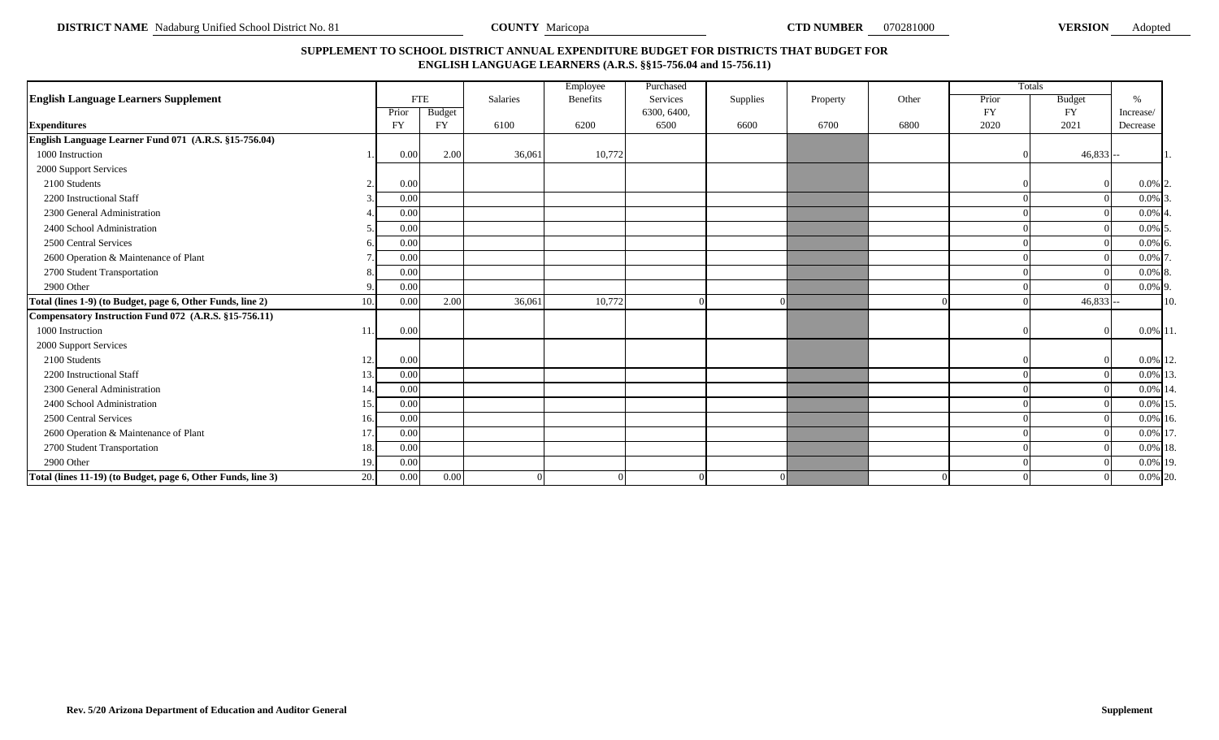**DISTRICT NAME** Nadaburg Unified School District No. 81 **COUNTY** Maricopa **CTD NUMBER** 070281000 **VERSION** Adopted

**SUPPLEMENT TO SCHOOL DISTRICT ANNUAL EXPENDITURE BUDGET FOR DISTRICTS THAT BUDGET FOR ENGLISH LANGUAGE LEARNERS (A.R.S. §§15-756.04 and 15-756.11)**

| English Language Learners Supplement | | FTE | | Salaries | Employee Benefits | Purchased Services | Supplies | Property | Other | Totals | | % | |
|---|---|---|---|---|---|---|---|---|---|---|---|---|---|
| | | Prior | Budget | | | 6300, 6400, | | | | Prior | Budget | Increase/ | |
| **Expenditures** | | FY | FY | 6100 | 6200 | 6500 | 6600 | 6700 | 6800 | FY 2020 | FY 2021 | Decrease | |
| **English Language Learner Fund 071 (A.R.S. §15-756.04)** | | | | | | | | | | | | | |
| 1000 Instruction | 1. | 0.00 | 2.00 | 36,061 | 10,772 | | | | | 0 | 46,833 | -- | 1. |
| 2000 Support Services | | | | | | | | | | | | | |
| 2100 Students | 2. | 0.00 | | | | | | | | 0 | 0 | 0.0% | 2. |
| 2200 Instructional Staff | 3. | 0.00 | | | | | | | | 0 | 0 | 0.0% | 3. |
| 2300 General Administration | 4. | 0.00 | | | | | | | | 0 | 0 | 0.0% | 4. |
| 2400 School Administration | 5. | 0.00 | | | | | | | | 0 | 0 | 0.0% | 5. |
| 2500 Central Services | 6. | 0.00 | | | | | | | | 0 | 0 | 0.0% | 6. |
| 2600 Operation & Maintenance of Plant | 7. | 0.00 | | | | | | | | 0 | 0 | 0.0% | 7. |
| 2700 Student Transportation | 8. | 0.00 | | | | | | | | 0 | 0 | 0.0% | 8. |
| 2900 Other | 9. | 0.00 | | | | | | | | 0 | 0 | 0.0% | 9. |
| **Total (lines 1-9) (to Budget, page 6, Other Funds, line 2)** | 10. | 0.00 | 2.00 | 36,061 | 10,772 | 0 | 0 | | 0 | 0 | 46,833 | -- | 10. |
| **Compensatory Instruction Fund 072 (A.R.S. §15-756.11)** | | | | | | | | | | | | | |
| 1000 Instruction | 11. | 0.00 | | | | | | | | 0 | 0 | 0.0% | 11. |
| 2000 Support Services | | | | | | | | | | | | | |
| 2100 Students | 12. | 0.00 | | | | | | | | 0 | 0 | 0.0% | 12. |
| 2200 Instructional Staff | 13. | 0.00 | | | | | | | | 0 | 0 | 0.0% | 13. |
| 2300 General Administration | 14. | 0.00 | | | | | | | | 0 | 0 | 0.0% | 14. |
| 2400 School Administration | 15. | 0.00 | | | | | | | | 0 | 0 | 0.0% | 15. |
| 2500 Central Services | 16. | 0.00 | | | | | | | | 0 | 0 | 0.0% | 16. |
| 2600 Operation & Maintenance of Plant | 17. | 0.00 | | | | | | | | 0 | 0 | 0.0% | 17. |
| 2700 Student Transportation | 18. | 0.00 | | | | | | | | 0 | 0 | 0.0% | 18. |
| 2900 Other | 19. | 0.00 | | | | | | | | 0 | 0 | 0.0% | 19. |
| **Total (lines 11-19) (to Budget, page 6, Other Funds, line 3)** | 20. | 0.00 | 0.00 | 0 | 0 | 0 | 0 | | 0 | 0 | 0 | 0.0% | 20. |

**Rev. 5/20 Arizona Department of Education and Auditor General** **Supplement**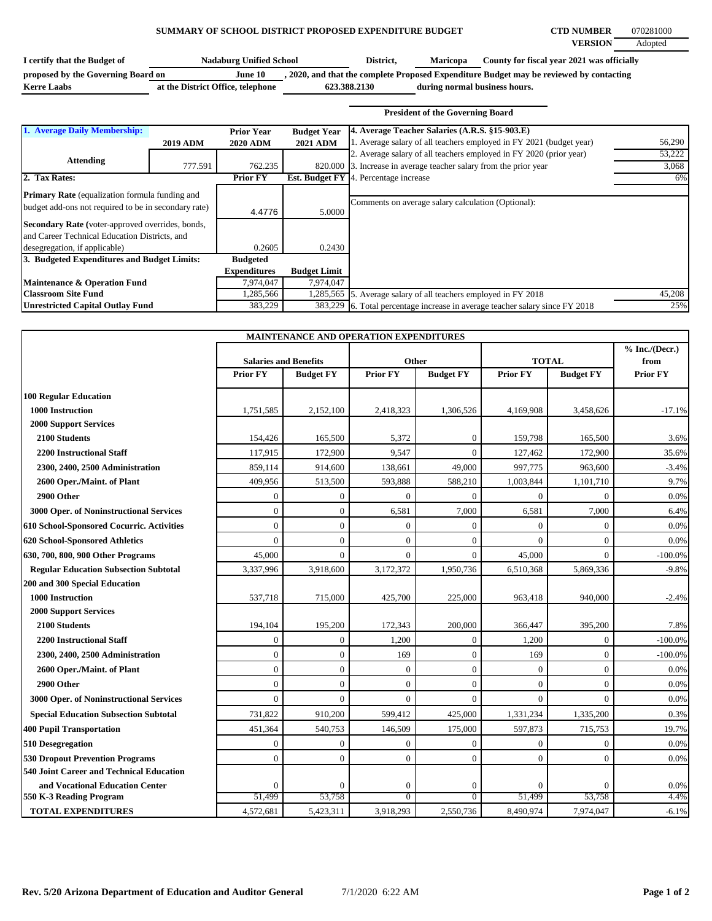# SUMMARY OF SCHOOL DISTRICT PROPOSED EXPENDITURE BUDGET

**CTD NUMBER** 070281000
**VERSION** Adopted

**I certify that the Budget of** Nadaburg Unified School **District,** Maricopa **County for fiscal year 2021 was officially proposed by the Governing Board on** June 10 **, 2020, and that the complete Proposed Expenditure Budget may be reviewed by contacting** Kerre Laabs **at the District Office, telephone** 623.388.2130 **during normal business hours.**

**President of the Governing Board**

| 1. Average Daily Membership: | 2019 ADM | Prior Year 2020 ADM | Budget Year 2021 ADM | 4. Average Teacher Salaries (A.R.S. §15-903.E) | |
|---|---|---|---|---|---|
| Attending | 777.591 | 762.235 | 820.000 | 1. Average salary of all teachers employed in FY 2021 (budget year) | 56,290 |
| | | | | 2. Average salary of all teachers employed in FY 2020 (prior year) | 53,222 |
| | | | | 3. Increase in average teacher salary from the prior year | 3,068 |
| **2. Tax Rates:** | | **Prior FY** | **Est. Budget FY** | 4. Percentage increase | 6% |
| **Primary Rate** (equalization formula funding and budget add-ons not required to be in secondary rate) | | 4.4776 | 5.0000 | Comments on average salary calculation (Optional): | |
| **Secondary Rate** (voter-approved overrides, bonds, and Career Technical Education Districts, and desegregation, if applicable) | | 0.2605 | 0.2430 | | |
| **3. Budgeted Expenditures and Budget Limits:** | | **Budgeted Expenditures** | **Budget Limit** | | |
| **Maintenance & Operation Fund** | | 7,974,047 | 7,974,047 | | |
| **Classroom Site Fund** | | 1,285,566 | 1,285,565 | 5. Average salary of all teachers employed in FY 2018 | 45,208 |
| **Unrestricted Capital Outlay Fund** | | 383,229 | 383,229 | 6. Total percentage increase in average teacher salary since FY 2018 | 25% |

## MAINTENANCE AND OPERATION EXPENDITURES

| | Salaries and Benefits | | Other | | TOTAL | | % Inc./(Decr.) from |
|---|---|---|---|---|---|---|---|
| | **Prior FY** | **Budget FY** | **Prior FY** | **Budget FY** | **Prior FY** | **Budget FY** | **Prior FY** |
| **100 Regular Education** | | | | | | | |
| **1000 Instruction** | 1,751,585 | 2,152,100 | 2,418,323 | 1,306,526 | 4,169,908 | 3,458,626 | -17.1% |
| **2000 Support Services** | | | | | | | |
| **2100 Students** | 154,426 | 165,500 | 5,372 | 0 | 159,798 | 165,500 | 3.6% |
| **2200 Instructional Staff** | 117,915 | 172,900 | 9,547 | 0 | 127,462 | 172,900 | 35.6% |
| **2300, 2400, 2500 Administration** | 859,114 | 914,600 | 138,661 | 49,000 | 997,775 | 963,600 | -3.4% |
| **2600 Oper./Maint. of Plant** | 409,956 | 513,500 | 593,888 | 588,210 | 1,003,844 | 1,101,710 | 9.7% |
| **2900 Other** | 0 | 0 | 0 | 0 | 0 | 0 | 0.0% |
| **3000 Oper. of Noninstructional Services** | 0 | 0 | 6,581 | 7,000 | 6,581 | 7,000 | 6.4% |
| **610 School-Sponsored Cocurric. Activities** | 0 | 0 | 0 | 0 | 0 | 0 | 0.0% |
| **620 School-Sponsored Athletics** | 0 | 0 | 0 | 0 | 0 | 0 | 0.0% |
| **630, 700, 800, 900 Other Programs** | 45,000 | 0 | 0 | 0 | 45,000 | 0 | -100.0% |
| **Regular Education Subsection Subtotal** | 3,337,996 | 3,918,600 | 3,172,372 | 1,950,736 | 6,510,368 | 5,869,336 | -9.8% |
| **200 and 300 Special Education** | | | | | | | |
| **1000 Instruction** | 537,718 | 715,000 | 425,700 | 225,000 | 963,418 | 940,000 | -2.4% |
| **2000 Support Services** | | | | | | | |
| **2100 Students** | 194,104 | 195,200 | 172,343 | 200,000 | 366,447 | 395,200 | 7.8% |
| **2200 Instructional Staff** | 0 | 0 | 1,200 | 0 | 1,200 | 0 | -100.0% |
| **2300, 2400, 2500 Administration** | 0 | 0 | 169 | 0 | 169 | 0 | -100.0% |
| **2600 Oper./Maint. of Plant** | 0 | 0 | 0 | 0 | 0 | 0 | 0.0% |
| **2900 Other** | 0 | 0 | 0 | 0 | 0 | 0 | 0.0% |
| **3000 Oper. of Noninstructional Services** | 0 | 0 | 0 | 0 | 0 | 0 | 0.0% |
| **Special Education Subsection Subtotal** | 731,822 | 910,200 | 599,412 | 425,000 | 1,331,234 | 1,335,200 | 0.3% |
| **400 Pupil Transportation** | 451,364 | 540,753 | 146,509 | 175,000 | 597,873 | 715,753 | 19.7% |
| **510 Desegregation** | 0 | 0 | 0 | 0 | 0 | 0 | 0.0% |
| **530 Dropout Prevention Programs** | 0 | 0 | 0 | 0 | 0 | 0 | 0.0% |
| **540 Joint Career and Technical Education and Vocational Education Center** | 0 | 0 | 0 | 0 | 0 | 0 | 0.0% |
| **550 K-3 Reading Program** | 51,499 | 53,758 | 0 | 0 | 51,499 | 53,758 | 4.4% |
| **TOTAL EXPENDITURES** | 4,572,681 | 5,423,311 | 3,918,293 | 2,550,736 | 8,490,974 | 7,974,047 | -6.1% |

Rev. 5/20 Arizona Department of Education and Auditor General 7/1/2020 6:22 AM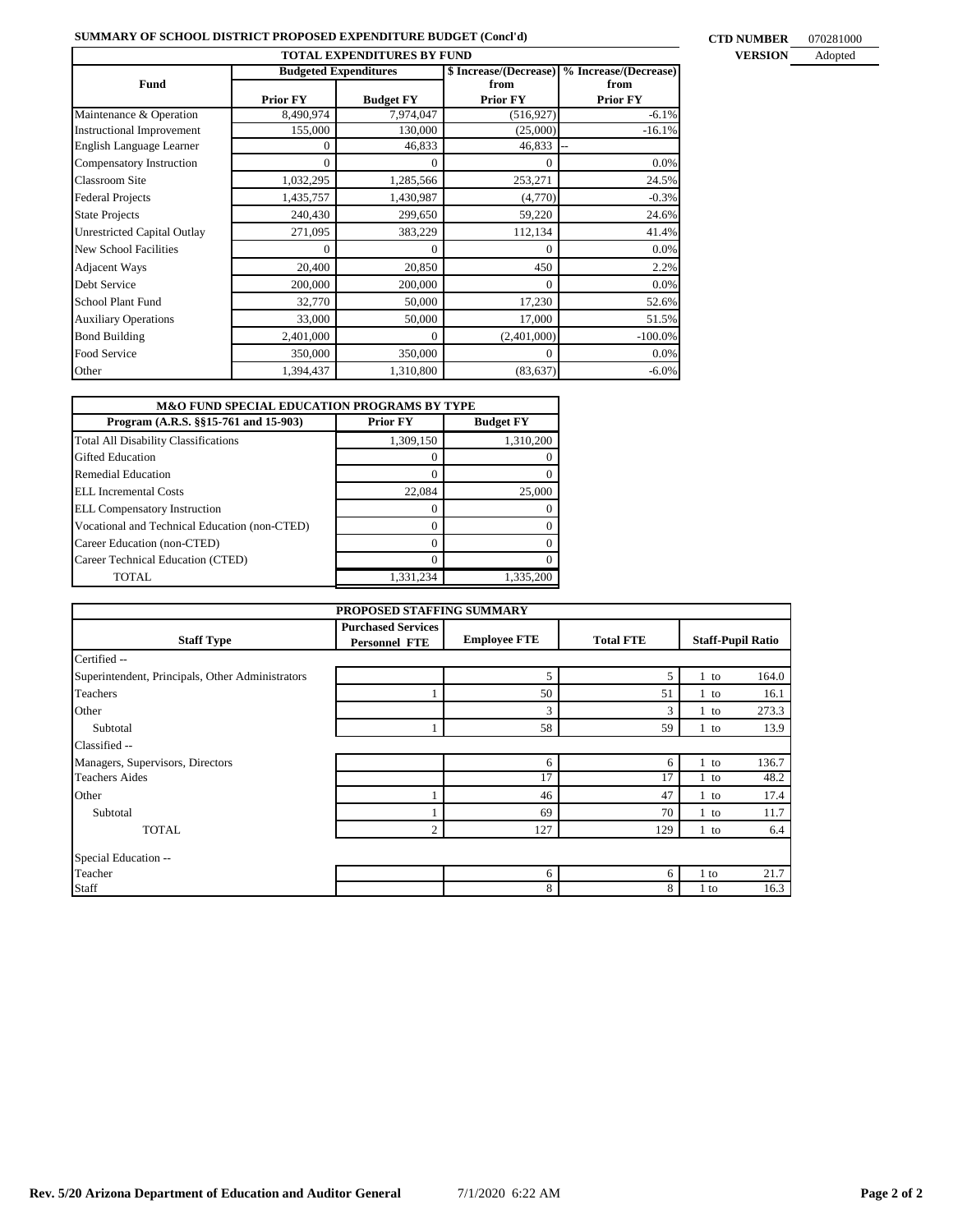**SUMMARY OF SCHOOL DISTRICT PROPOSED EXPENDITURE BUDGET (Concl'd)**

**CTD NUMBER** 070281000
**VERSION** Adopted

| TOTAL EXPENDITURES BY FUND | | | | |
|---|---|---|---|---|
| Fund | Budgeted Expenditures | | $ Increase/(Decrease) from | % Increase/(Decrease) from |
| | Prior FY | Budget FY | Prior FY | Prior FY |
| Maintenance & Operation | 8,490,974 | 7,974,047 | (516,927) | -6.1% |
| Instructional Improvement | 155,000 | 130,000 | (25,000) | -16.1% |
| English Language Learner | 0 | 46,833 | 46,833 | -- |
| Compensatory Instruction | 0 | 0 | 0 | 0.0% |
| Classroom Site | 1,032,295 | 1,285,566 | 253,271 | 24.5% |
| Federal Projects | 1,435,757 | 1,430,987 | (4,770) | -0.3% |
| State Projects | 240,430 | 299,650 | 59,220 | 24.6% |
| Unrestricted Capital Outlay | 271,095 | 383,229 | 112,134 | 41.4% |
| New School Facilities | 0 | 0 | 0 | 0.0% |
| Adjacent Ways | 20,400 | 20,850 | 450 | 2.2% |
| Debt Service | 200,000 | 200,000 | 0 | 0.0% |
| School Plant Fund | 32,770 | 50,000 | 17,230 | 52.6% |
| Auxiliary Operations | 33,000 | 50,000 | 17,000 | 51.5% |
| Bond Building | 2,401,000 | 0 | (2,401,000) | -100.0% |
| Food Service | 350,000 | 350,000 | 0 | 0.0% |
| Other | 1,394,437 | 1,310,800 | (83,637) | -6.0% |

| M&O FUND SPECIAL EDUCATION PROGRAMS BY TYPE | | |
|---|---|---|
| Program (A.R.S. §§15-761 and 15-903) | Prior FY | Budget FY |
| Total All Disability Classifications | 1,309,150 | 1,310,200 |
| Gifted Education | 0 | 0 |
| Remedial Education | 0 | 0 |
| ELL Incremental Costs | 22,084 | 25,000 |
| ELL Compensatory Instruction | 0 | 0 |
| Vocational and Technical Education (non-CTED) | 0 | 0 |
| Career Education (non-CTED) | 0 | 0 |
| Career Technical Education (CTED) | 0 | 0 |
| TOTAL | 1,331,234 | 1,335,200 |

| PROPOSED STAFFING SUMMARY | | | | |
|---|---|---|---|---|
| Staff Type | Purchased Services Personnel FTE | Employee FTE | Total FTE | Staff-Pupil Ratio |
| Certified -- | | | | |
| Superintendent, Principals, Other Administrators | | 5 | 5 | 1 to 164.0 |
| Teachers | 1 | 50 | 51 | 1 to 16.1 |
| Other | | 3 | 3 | 1 to 273.3 |
| Subtotal | 1 | 58 | 59 | 1 to 13.9 |
| Classified -- | | | | |
| Managers, Supervisors, Directors | | 6 | 6 | 1 to 136.7 |
| Teachers Aides | | 17 | 17 | 1 to 48.2 |
| Other | 1 | 46 | 47 | 1 to 17.4 |
| Subtotal | 1 | 69 | 70 | 1 to 11.7 |
| TOTAL | 2 | 127 | 129 | 1 to 6.4 |
| Special Education -- | | | | |
| Teacher | | 6 | 6 | 1 to 21.7 |
| Staff | | 8 | 8 | 1 to 16.3 |

Rev. 5/20 Arizona Department of Education and Auditor General 7/1/2020 6:22 AM